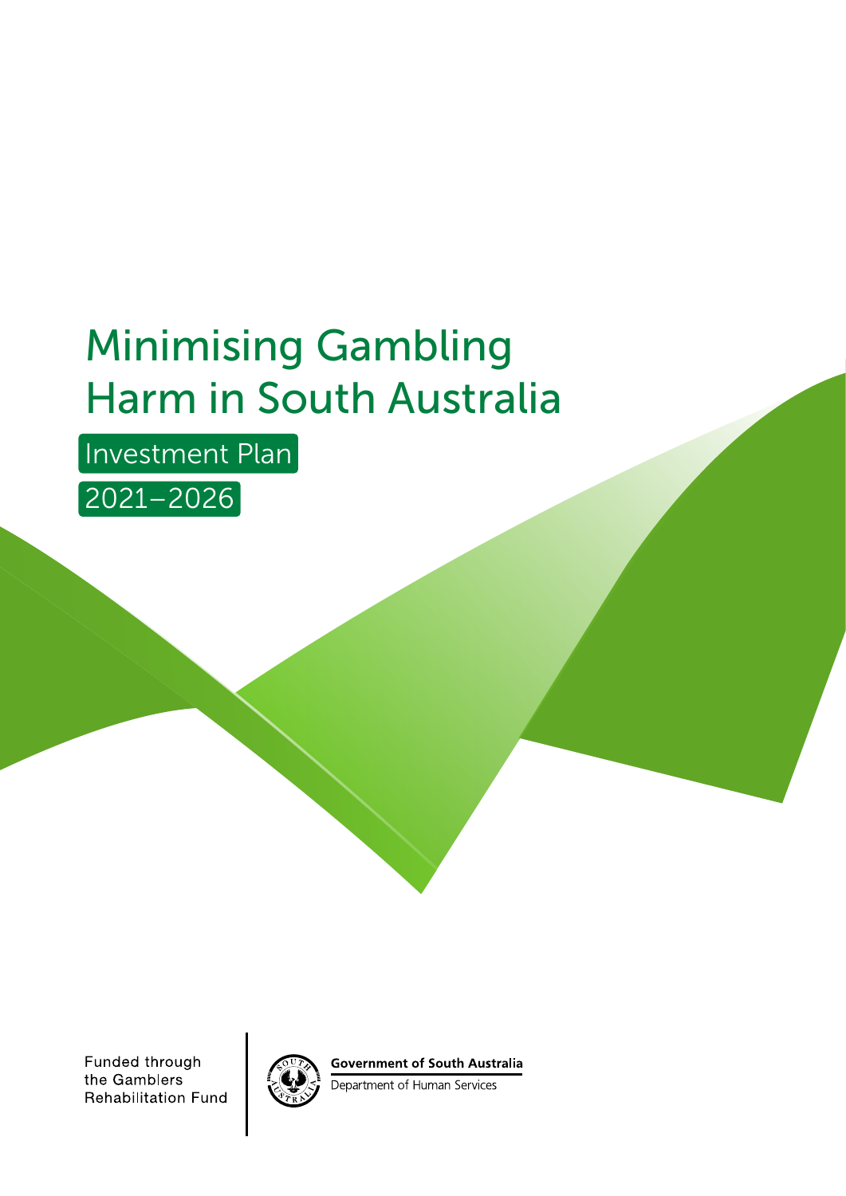# Minimising Gambling Harm in South Australia

## Investment Plan

## 2021–2026

Funded through the Gamblers Rehabilitation Fund

**Government of South Australia**

Department of Human Services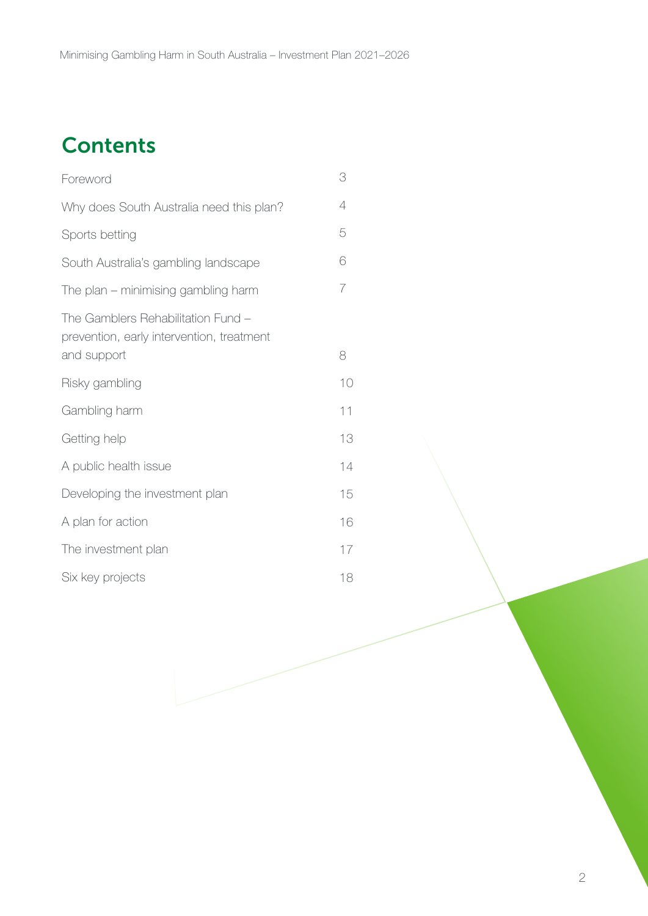# Contents

| | |
|---|---|
| Foreword | 3 |
| Why does South Australia need this plan? | 4 |
| Sports betting | 5 |
| South Australia's gambling landscape | 6 |
| The plan – minimising gambling harm | 7 |
| The Gamblers Rehabilitation Fund – prevention, early intervention, treatment and support | 8 |
| Risky gambling | 10 |
| Gambling harm | 11 |
| Getting help | 13 |
| A public health issue | 14 |
| Developing the investment plan | 15 |
| A plan for action | 16 |
| The investment plan | 17 |
| Six key projects | 18 |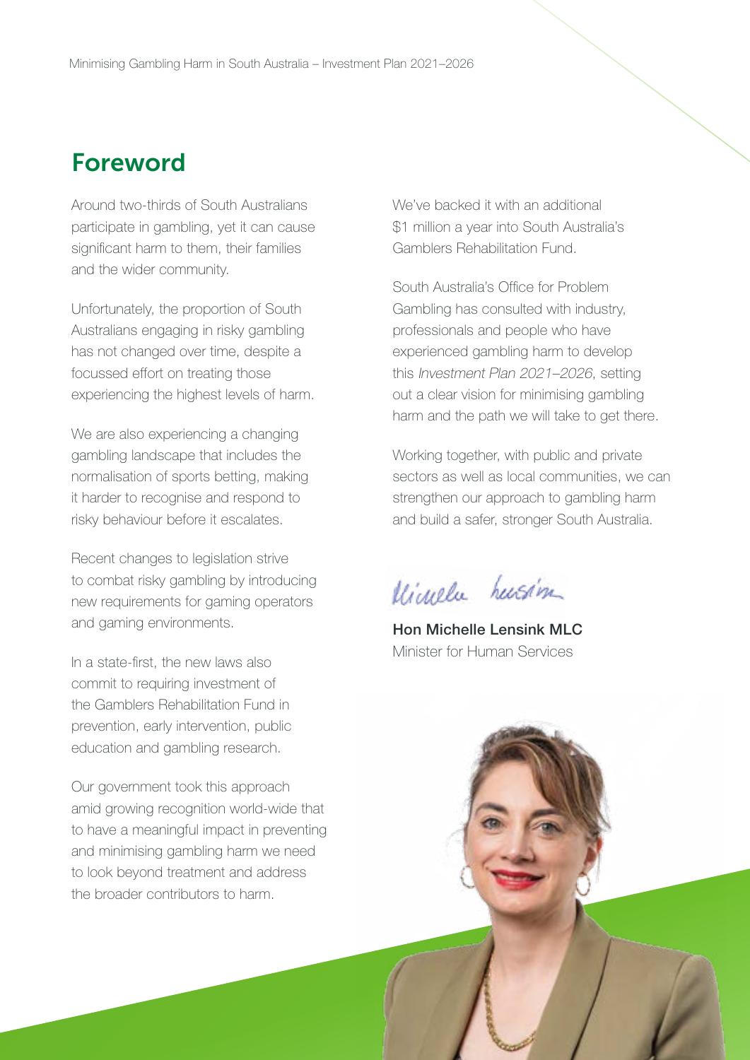## Foreword

Around two-thirds of South Australians participate in gambling, yet it can cause significant harm to them, their families and the wider community.

Unfortunately, the proportion of South Australians engaging in risky gambling has not changed over time, despite a focussed effort on treating those experiencing the highest levels of harm.

We are also experiencing a changing gambling landscape that includes the normalisation of sports betting, making it harder to recognise and respond to risky behaviour before it escalates.

Recent changes to legislation strive to combat risky gambling by introducing new requirements for gaming operators and gaming environments.

In a state-first, the new laws also commit to requiring investment of the Gamblers Rehabilitation Fund in prevention, early intervention, public education and gambling research.

Our government took this approach amid growing recognition world-wide that to have a meaningful impact in preventing and minimising gambling harm we need to look beyond treatment and address the broader contributors to harm.

We've backed it with an additional $1 million a year into South Australia's Gamblers Rehabilitation Fund.

South Australia's Office for Problem Gambling has consulted with industry, professionals and people who have experienced gambling harm to develop this *Investment Plan 2021–2026*, setting out a clear vision for minimising gambling harm and the path we will take to get there.

Working together, with public and private sectors as well as local communities, we can strengthen our approach to gambling harm and build a safer, stronger South Australia.

**Hon Michelle Lensink MLC**
Minister for Human Services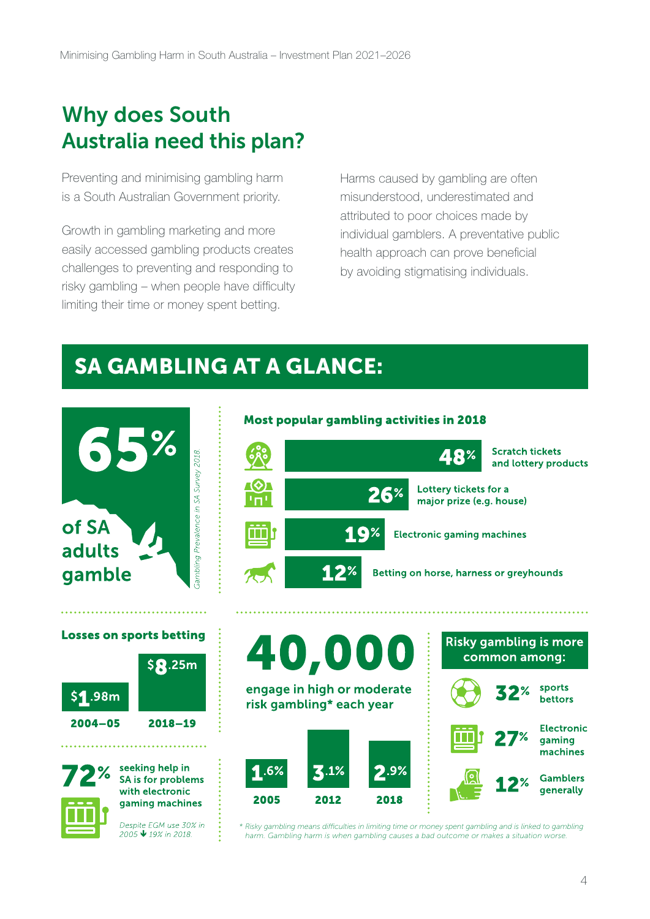# Why does South Australia need this plan?

Preventing and minimising gambling harm is a South Australian Government priority.

Growth in gambling marketing and more easily accessed gambling products creates challenges to preventing and responding to risky gambling – when people have difficulty limiting their time or money spent betting.

Harms caused by gambling are often misunderstood, underestimated and attributed to poor choices made by individual gamblers. A preventative public health approach can prove beneficial by avoiding stigmatising individuals.

## SA GAMBLING AT A GLANCE:

**65%** of SA adults gamble

*Gambling Prevalence in SA Survey 2018.*

### Most popular gambling activities in 2018

| Activity | % |
| --- | --- |
| Scratch tickets and lottery products | 48% |
| Lottery tickets for a major prize (e.g. house) | 26% |
| Electronic gaming machines | 19% |
| Betting on horse, harness or greyhounds | 12% |

### Losses on sports betting

| 2004–05 | 2018–19 |
| --- | --- |
| $1.98m | $8.25m |

**72%** seeking help in SA is for problems with electronic gaming machines

*Despite EGM use 30% in 2005 ↓ 19% in 2018.*

**40,000** engage in high or moderate risk gambling* each year

| 2005 | 2012 | 2018 |
| --- | --- | --- |
| 1.6% | 3.1% | 2.9% |

### Risky gambling is more common among:

- **32%** sports bettors
- **27%** Electronic gaming machines
- **12%** Gamblers generally

*\* Risky gambling means difficulties in limiting time or money spent gambling and is linked to gambling harm. Gambling harm is when gambling causes a bad outcome or makes a situation worse.*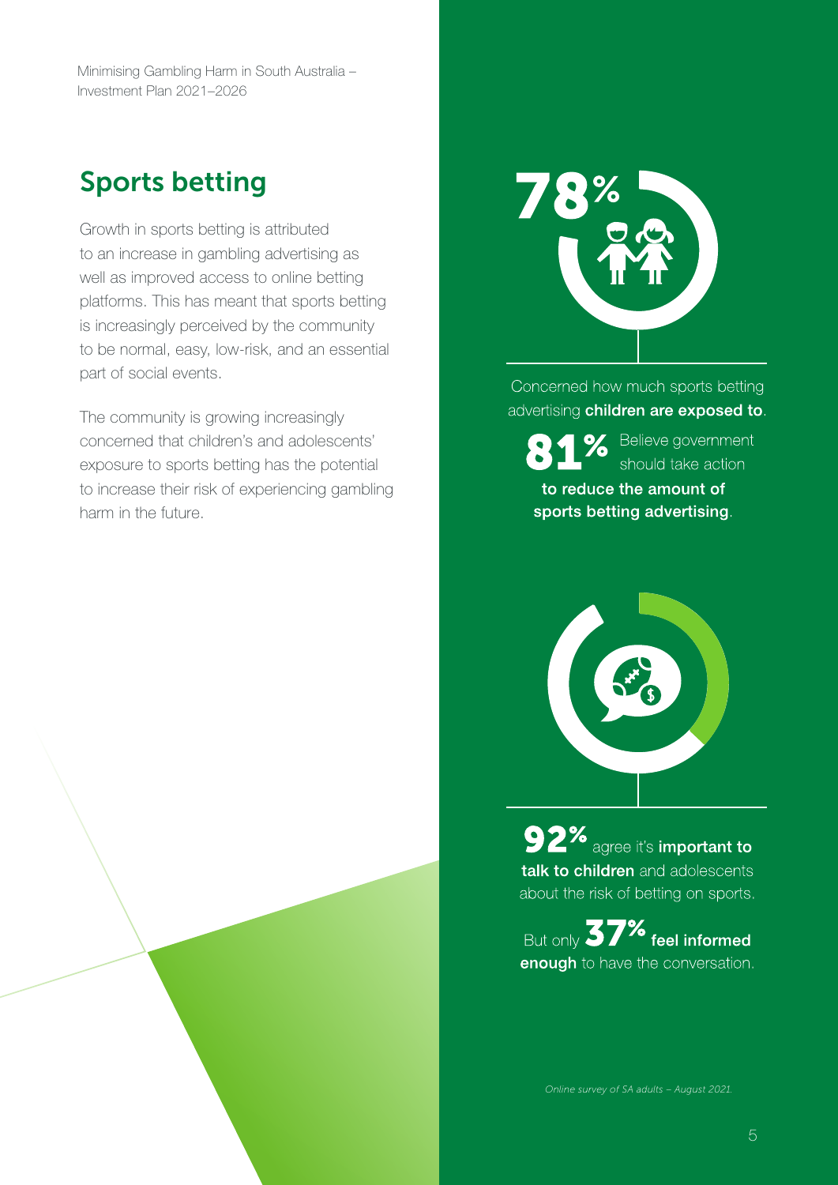## Sports betting

Growth in sports betting is attributed to an increase in gambling advertising as well as improved access to online betting platforms. This has meant that sports betting is increasingly perceived by the community to be normal, easy, low-risk, and an essential part of social events.

The community is growing increasingly concerned that children's and adolescents' exposure to sports betting has the potential to increase their risk of experiencing gambling harm in the future.

**78%**

Concerned how much sports betting advertising **children are exposed to**.

**81%** Believe government should take action **to reduce the amount of sports betting advertising**.

**92%** agree it's **important to talk to children** and adolescents about the risk of betting on sports.

But only **37%** **feel informed enough** to have the conversation.

*Online survey of SA adults – August 2021.*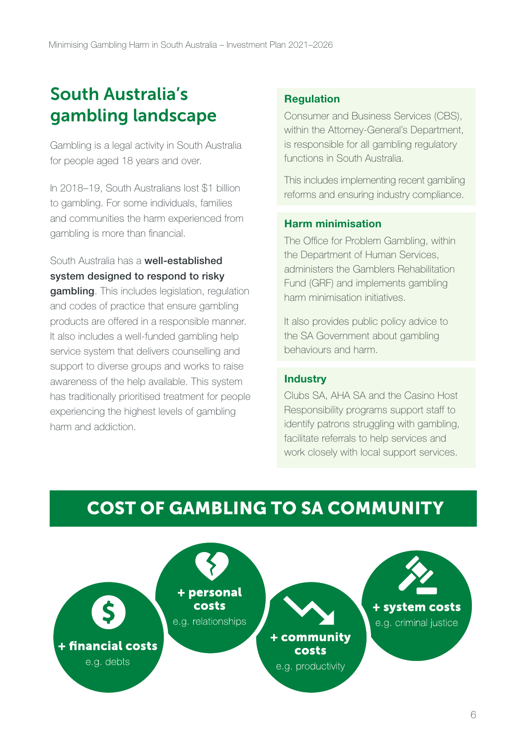## South Australia's gambling landscape

Gambling is a legal activity in South Australia for people aged 18 years and over.

In 2018–19, South Australians lost $1 billion to gambling. For some individuals, families and communities the harm experienced from gambling is more than financial.

South Australia has a **well-established system designed to respond to risky gambling**. This includes legislation, regulation and codes of practice that ensure gambling products are offered in a responsible manner. It also includes a well-funded gambling help service system that delivers counselling and support to diverse groups and works to raise awareness of the help available. This system has traditionally prioritised treatment for people experiencing the highest levels of gambling harm and addiction.

### Regulation

Consumer and Business Services (CBS), within the Attorney-General's Department, is responsible for all gambling regulatory functions in South Australia.

This includes implementing recent gambling reforms and ensuring industry compliance.

### Harm minimisation

The Office for Problem Gambling, within the Department of Human Services, administers the Gamblers Rehabilitation Fund (GRF) and implements gambling harm minimisation initiatives.

It also provides public policy advice to the SA Government about gambling behaviours and harm.

### Industry

Clubs SA, AHA SA and the Casino Host Responsibility programs support staff to identify patrons struggling with gambling, facilitate referrals to help services and work closely with local support services.

## COST OF GAMBLING TO SA COMMUNITY

**+ financial costs**
e.g. debts

**+ personal costs**
e.g. relationships

**+ community costs**
e.g. productivity

**+ system costs**
e.g. criminal justice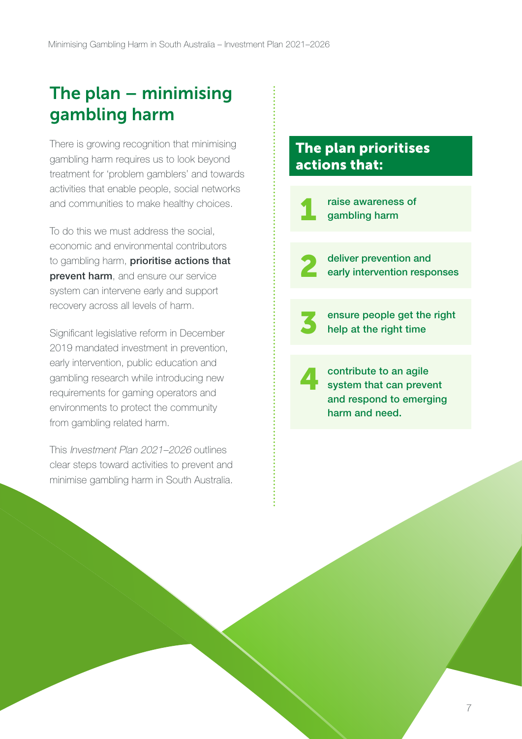## The plan – minimising gambling harm

There is growing recognition that minimising gambling harm requires us to look beyond treatment for 'problem gamblers' and towards activities that enable people, social networks and communities to make healthy choices.

To do this we must address the social, economic and environmental contributors to gambling harm, **prioritise actions that prevent harm**, and ensure our service system can intervene early and support recovery across all levels of harm.

Significant legislative reform in December 2019 mandated investment in prevention, early intervention, public education and gambling research while introducing new requirements for gaming operators and environments to protect the community from gambling related harm.

This *Investment Plan 2021–2026* outlines clear steps toward activities to prevent and minimise gambling harm in South Australia.

### The plan prioritises actions that:

1. **raise awareness of gambling harm**
2. **deliver prevention and early intervention responses**
3. **ensure people get the right help at the right time**
4. **contribute to an agile system that can prevent and respond to emerging harm and need.**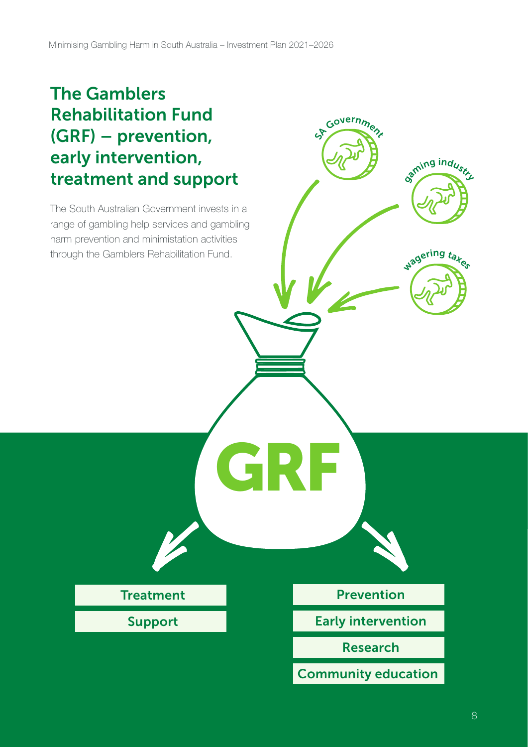## The Gamblers Rehabilitation Fund (GRF) – prevention, early intervention, treatment and support

The South Australian Government invests in a range of gambling help services and gambling harm prevention and minimistation activities through the Gamblers Rehabilitation Fund.

SA Government

gaming industry

wagering taxes

GRF

- Treatment
- Support

- Prevention
- Early intervention
- Research
- Community education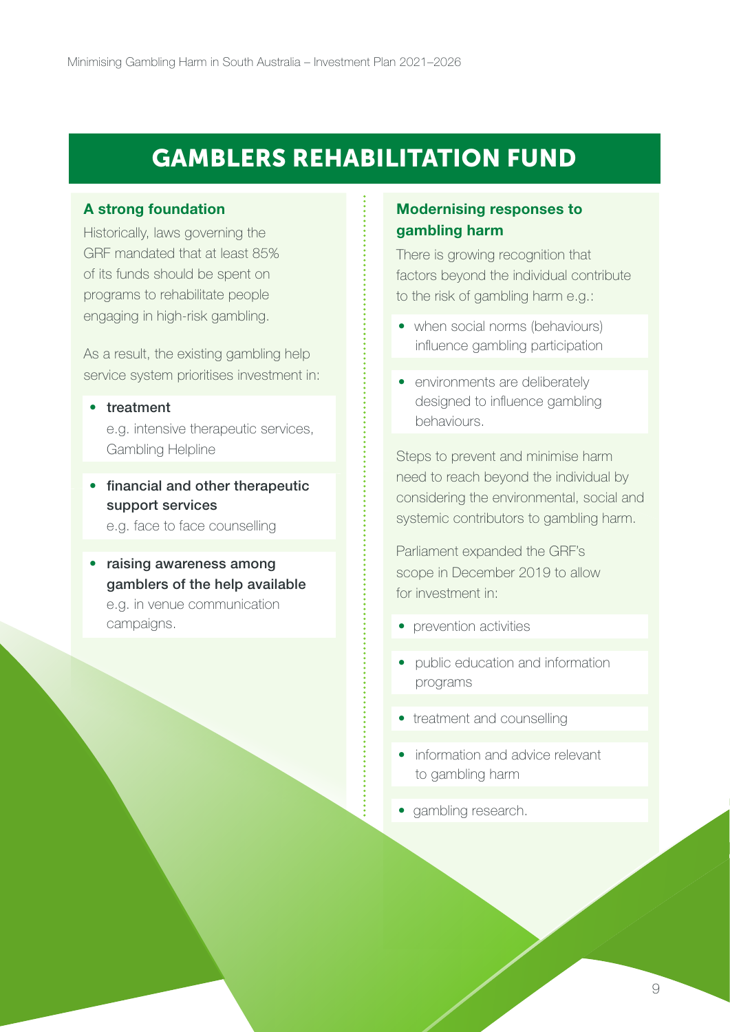# GAMBLERS REHABILITATION FUND

## A strong foundation

Historically, laws governing the GRF mandated that at least 85% of its funds should be spent on programs to rehabilitate people engaging in high-risk gambling.

As a result, the existing gambling help service system prioritises investment in:

- **treatment**
  e.g. intensive therapeutic services, Gambling Helpline
- **financial and other therapeutic support services**
  e.g. face to face counselling
- **raising awareness among gamblers of the help available**
  e.g. in venue communication campaigns.

## Modernising responses to gambling harm

There is growing recognition that factors beyond the individual contribute to the risk of gambling harm e.g.:

- when social norms (behaviours) influence gambling participation
- environments are deliberately designed to influence gambling behaviours.

Steps to prevent and minimise harm need to reach beyond the individual by considering the environmental, social and systemic contributors to gambling harm.

Parliament expanded the GRF's scope in December 2019 to allow for investment in:

- prevention activities
- public education and information programs
- treatment and counselling
- information and advice relevant to gambling harm
- gambling research.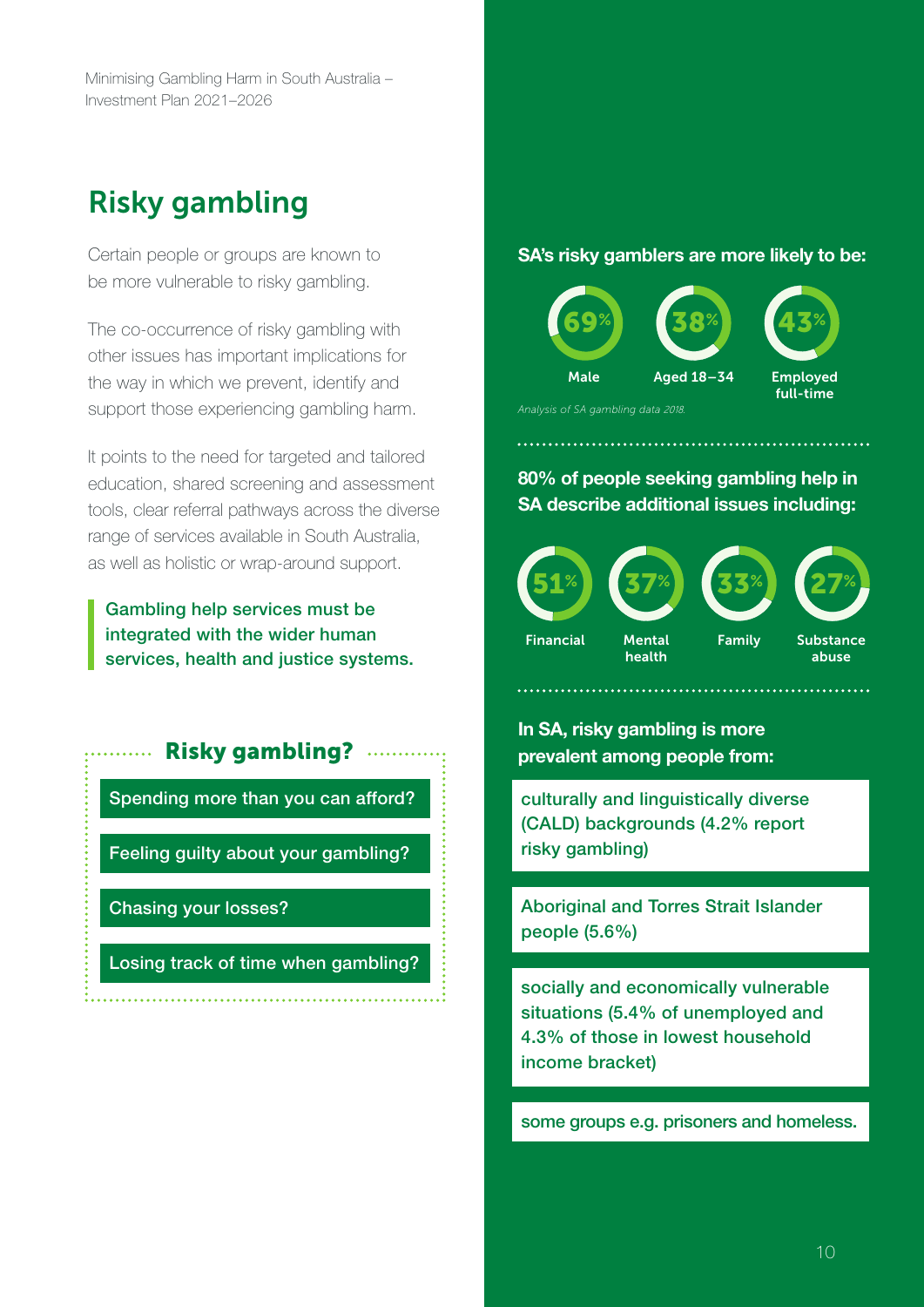# Risky gambling

Certain people or groups are known to be more vulnerable to risky gambling.

The co-occurrence of risky gambling with other issues has important implications for the way in which we prevent, identify and support those experiencing gambling harm.

It points to the need for targeted and tailored education, shared screening and assessment tools, clear referral pathways across the diverse range of services available in South Australia, as well as holistic or wrap-around support.

> **Gambling help services must be integrated with the wider human services, health and justice systems.**

### Risky gambling?

- Spending more than you can afford?
- Feeling guilty about your gambling?
- Chasing your losses?
- Losing track of time when gambling?

**SA's risky gamblers are more likely to be:**

- 69% Male
- 38% Aged 18–34
- 43% Employed full-time

*Analysis of SA gambling data 2018.*

**80% of people seeking gambling help in SA describe additional issues including:**

- 51% Financial
- 37% Mental health
- 33% Family
- 27% Substance abuse

**In SA, risky gambling is more prevalent among people from:**

- culturally and linguistically diverse (CALD) backgrounds (4.2% report risky gambling)
- Aboriginal and Torres Strait Islander people (5.6%)
- socially and economically vulnerable situations (5.4% of unemployed and 4.3% of those in lowest household income bracket)
- some groups e.g. prisoners and homeless.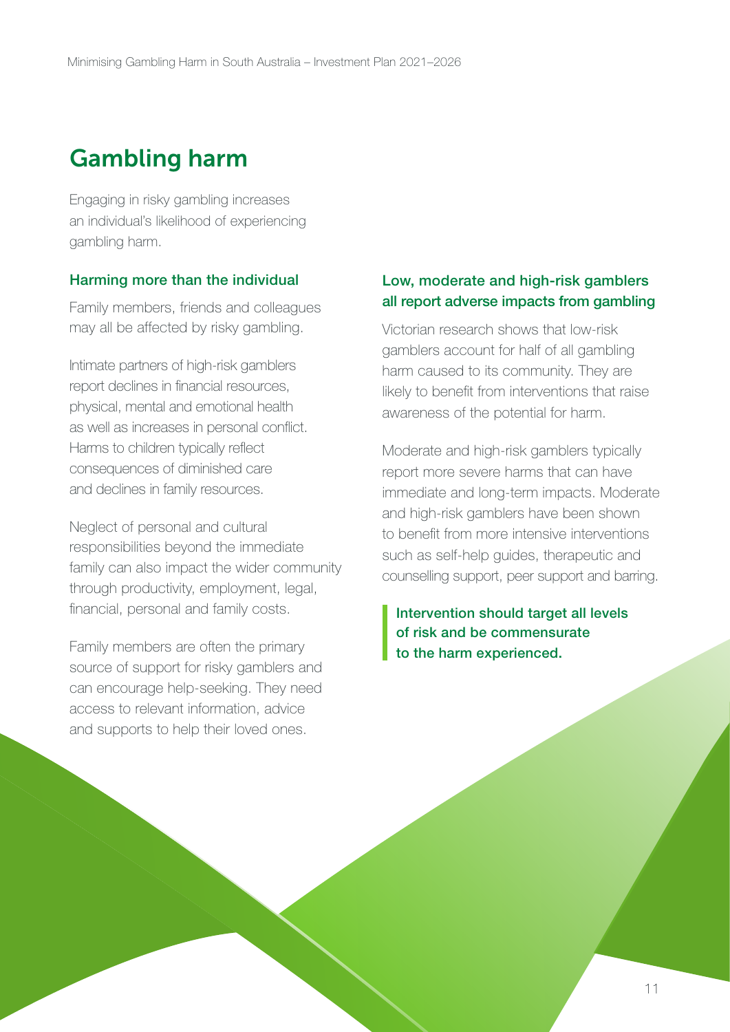# Gambling harm

Engaging in risky gambling increases an individual's likelihood of experiencing gambling harm.

### Harming more than the individual

Family members, friends and colleagues may all be affected by risky gambling.

Intimate partners of high-risk gamblers report declines in financial resources, physical, mental and emotional health as well as increases in personal conflict. Harms to children typically reflect consequences of diminished care and declines in family resources.

Neglect of personal and cultural responsibilities beyond the immediate family can also impact the wider community through productivity, employment, legal, financial, personal and family costs.

Family members are often the primary source of support for risky gamblers and can encourage help-seeking. They need access to relevant information, advice and supports to help their loved ones.

### Low, moderate and high-risk gamblers all report adverse impacts from gambling

Victorian research shows that low-risk gamblers account for half of all gambling harm caused to its community. They are likely to benefit from interventions that raise awareness of the potential for harm.

Moderate and high-risk gamblers typically report more severe harms that can have immediate and long-term impacts. Moderate and high-risk gamblers have been shown to benefit from more intensive interventions such as self-help guides, therapeutic and counselling support, peer support and barring.

> **Intervention should target all levels of risk and be commensurate to the harm experienced.**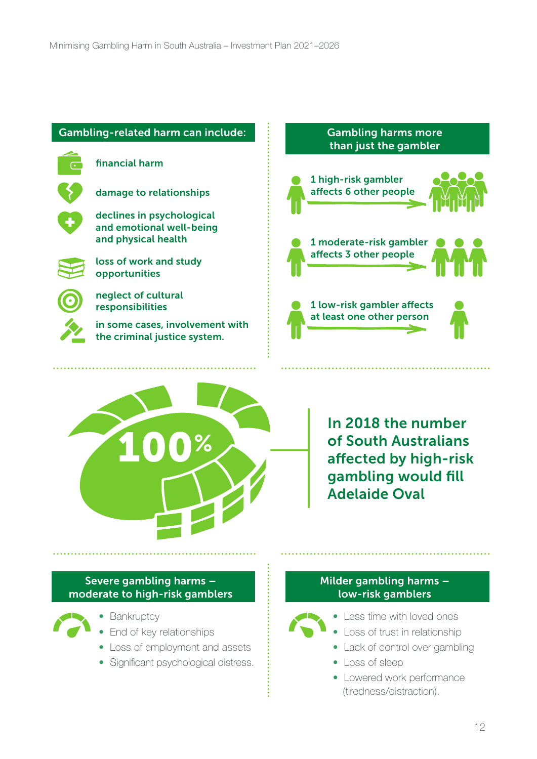## Gambling-related harm can include:

- financial harm
- damage to relationships
- declines in psychological and emotional well-being and physical health
- loss of work and study opportunities
- neglect of cultural responsibilities
- in some cases, involvement with the criminal justice system.

## Gambling harms more than just the gambler

1 high-risk gambler affects 6 other people

1 moderate-risk gambler affects 3 other people

1 low-risk gambler affects at least one other person

100%

**In 2018 the number of South Australians affected by high-risk gambling would fill Adelaide Oval**

## Severe gambling harms – moderate to high-risk gamblers

- Bankruptcy
- End of key relationships
- Loss of employment and assets
- Significant psychological distress.

## Milder gambling harms – low-risk gamblers

- Less time with loved ones
- Loss of trust in relationship
- Lack of control over gambling
- Loss of sleep
- Lowered work performance (tiredness/distraction).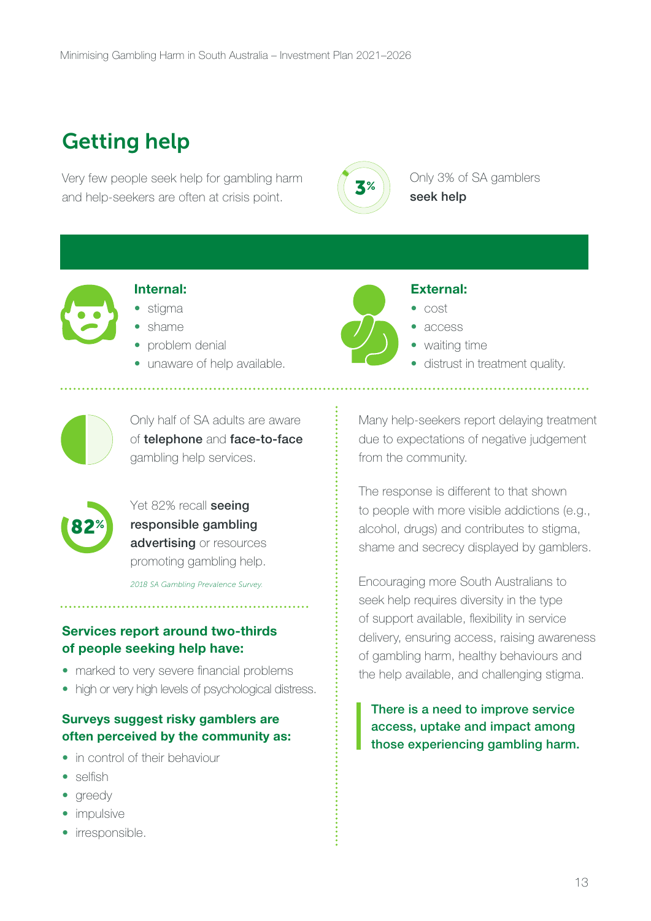## Getting help

Very few people seek help for gambling harm and help-seekers are often at crisis point.

3% Only 3% of SA gamblers **seek help**

**Internal:**

- stigma
- shame
- problem denial
- unaware of help available.

**External:**

- cost
- access
- waiting time
- distrust in treatment quality.

Only half of SA adults are aware of **telephone** and **face-to-face** gambling help services.

82% Yet 82% recall **seeing responsible gambling advertising** or resources promoting gambling help.

*2018 SA Gambling Prevalence Survey.*

**Services report around two-thirds of people seeking help have:**

- marked to very severe financial problems
- high or very high levels of psychological distress.

**Surveys suggest risky gamblers are often perceived by the community as:**

- in control of their behaviour
- selfish
- greedy
- impulsive
- irresponsible.

Many help-seekers report delaying treatment due to expectations of negative judgement from the community.

The response is different to that shown to people with more visible addictions (e.g., alcohol, drugs) and contributes to stigma, shame and secrecy displayed by gamblers.

Encouraging more South Australians to seek help requires diversity in the type of support available, flexibility in service delivery, ensuring access, raising awareness of gambling harm, healthy behaviours and the help available, and challenging stigma.

**There is a need to improve service access, uptake and impact among those experiencing gambling harm.**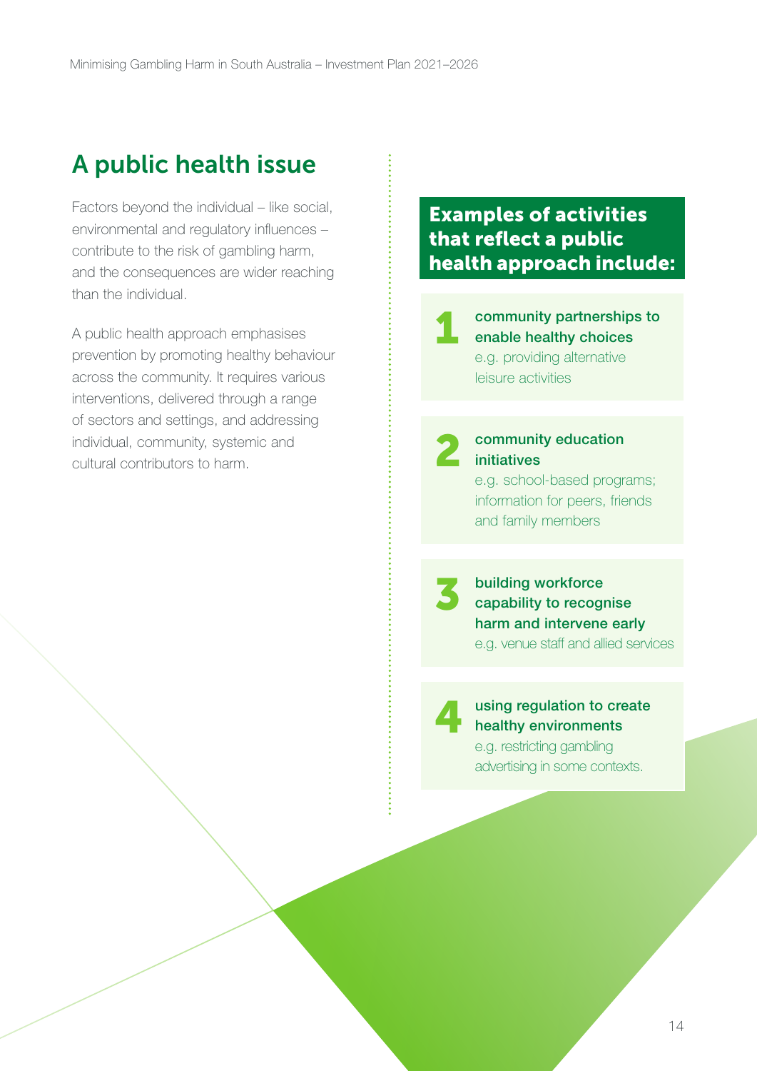## A public health issue

Factors beyond the individual – like social, environmental and regulatory influences – contribute to the risk of gambling harm, and the consequences are wider reaching than the individual.

A public health approach emphasises prevention by promoting healthy behaviour across the community. It requires various interventions, delivered through a range of sectors and settings, and addressing individual, community, systemic and cultural contributors to harm.

### Examples of activities that reflect a public health approach include:

1. **community partnerships to enable healthy choices**
   e.g. providing alternative leisure activities

2. **community education initiatives**
   e.g. school-based programs; information for peers, friends and family members

3. **building workforce capability to recognise harm and intervene early**
   e.g. venue staff and allied services

4. **using regulation to create healthy environments**
   e.g. restricting gambling advertising in some contexts.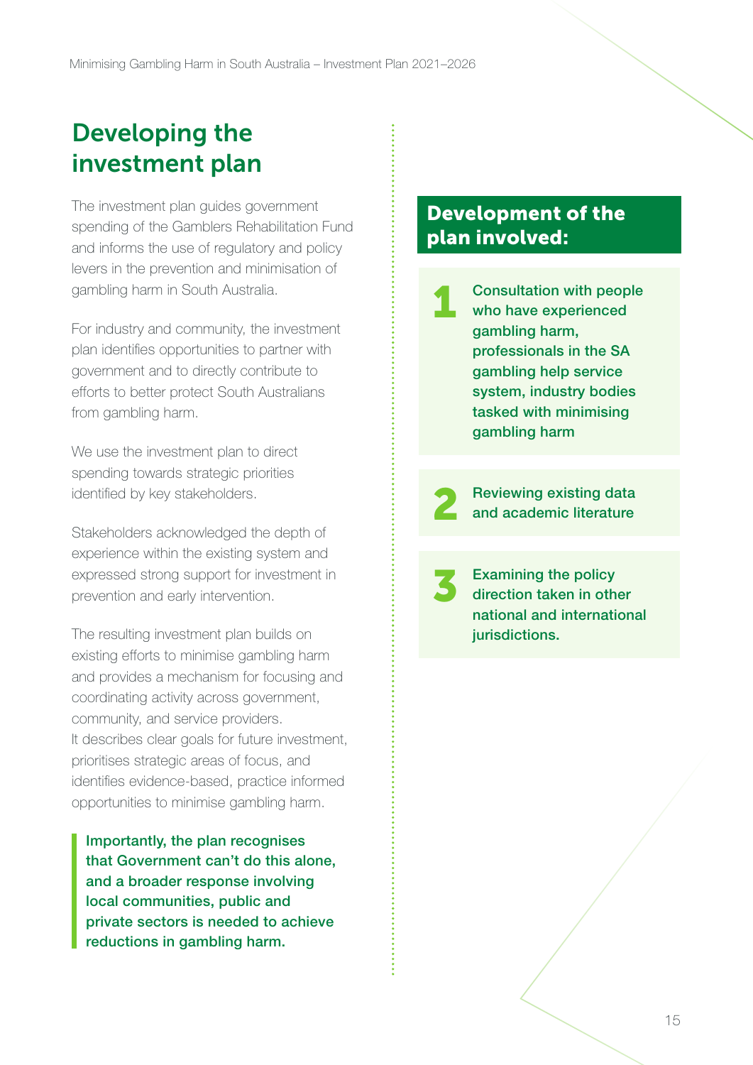# Developing the investment plan

The investment plan guides government spending of the Gamblers Rehabilitation Fund and informs the use of regulatory and policy levers in the prevention and minimisation of gambling harm in South Australia.

For industry and community, the investment plan identifies opportunities to partner with government and to directly contribute to efforts to better protect South Australians from gambling harm.

We use the investment plan to direct spending towards strategic priorities identified by key stakeholders.

Stakeholders acknowledged the depth of experience within the existing system and expressed strong support for investment in prevention and early intervention.

The resulting investment plan builds on existing efforts to minimise gambling harm and provides a mechanism for focusing and coordinating activity across government, community, and service providers. It describes clear goals for future investment, prioritises strategic areas of focus, and identifies evidence-based, practice informed opportunities to minimise gambling harm.

> **Importantly, the plan recognises that Government can't do this alone, and a broader response involving local communities, public and private sectors is needed to achieve reductions in gambling harm.**

## Development of the plan involved:

1. Consultation with people who have experienced gambling harm, professionals in the SA gambling help service system, industry bodies tasked with minimising gambling harm
2. Reviewing existing data and academic literature
3. Examining the policy direction taken in other national and international jurisdictions.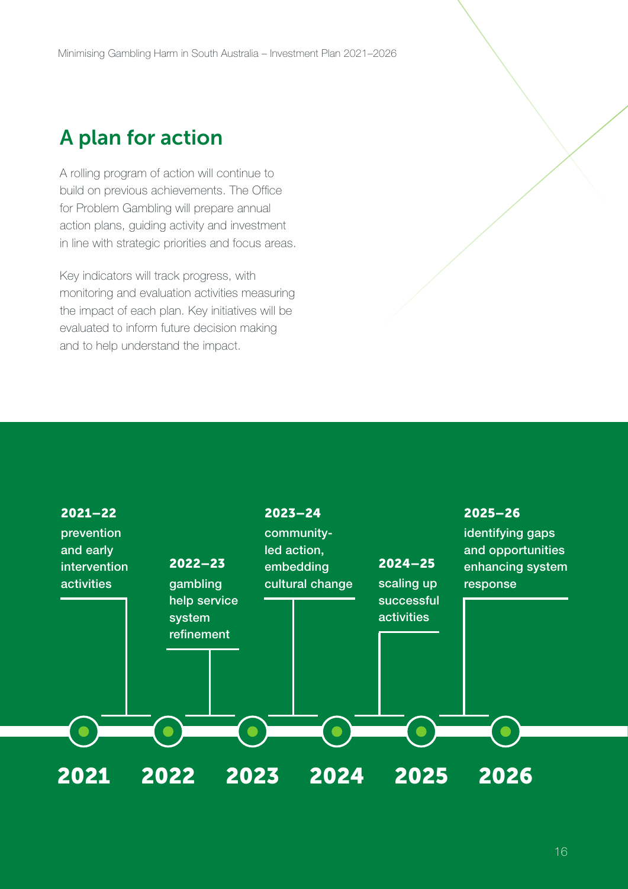## A plan for action

A rolling program of action will continue to build on previous achievements. The Office for Problem Gambling will prepare annual action plans, guiding activity and investment in line with strategic priorities and focus areas.

Key indicators will track progress, with monitoring and evaluation activities measuring the impact of each plan. Key initiatives will be evaluated to inform future decision making and to help understand the impact.

**2021–22**
prevention and early intervention activities

**2022–23**
gambling help service system refinement

**2023–24**
community-led action, embedding cultural change

**2024–25**
scaling up successful activities

**2025–26**
identifying gaps and opportunities enhancing system response

**2021 2022 2023 2024 2025 2026**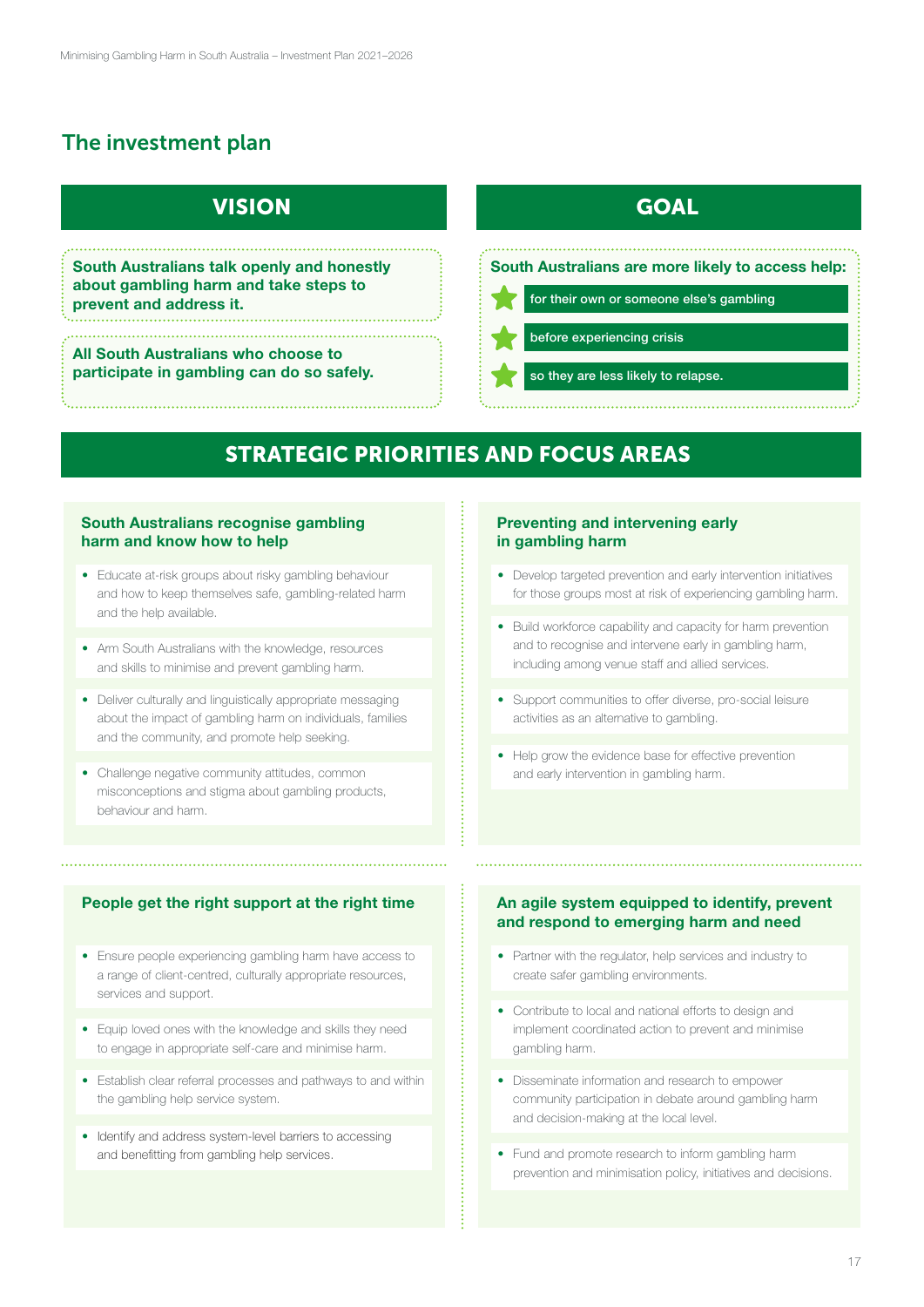## The investment plan

### VISION

**South Australians talk openly and honestly about gambling harm and take steps to prevent and address it.**

**All South Australians who choose to participate in gambling can do so safely.**

### GOAL

**South Australians are more likely to access help:**

- for their own or someone else's gambling
- before experiencing crisis
- so they are less likely to relapse.

### STRATEGIC PRIORITIES AND FOCUS AREAS

#### South Australians recognise gambling harm and know how to help

- Educate at-risk groups about risky gambling behaviour and how to keep themselves safe, gambling-related harm and the help available.
- Arm South Australians with the knowledge, resources and skills to minimise and prevent gambling harm.
- Deliver culturally and linguistically appropriate messaging about the impact of gambling harm on individuals, families and the community, and promote help seeking.
- Challenge negative community attitudes, common misconceptions and stigma about gambling products, behaviour and harm.

#### Preventing and intervening early in gambling harm

- Develop targeted prevention and early intervention initiatives for those groups most at risk of experiencing gambling harm.
- Build workforce capability and capacity for harm prevention and to recognise and intervene early in gambling harm, including among venue staff and allied services.
- Support communities to offer diverse, pro-social leisure activities as an alternative to gambling.
- Help grow the evidence base for effective prevention and early intervention in gambling harm.

#### People get the right support at the right time

- Ensure people experiencing gambling harm have access to a range of client-centred, culturally appropriate resources, services and support.
- Equip loved ones with the knowledge and skills they need to engage in appropriate self-care and minimise harm.
- Establish clear referral processes and pathways to and within the gambling help service system.
- Identify and address system-level barriers to accessing and benefitting from gambling help services.

#### An agile system equipped to identify, prevent and respond to emerging harm and need

- Partner with the regulator, help services and industry to create safer gambling environments.
- Contribute to local and national efforts to design and implement coordinated action to prevent and minimise gambling harm.
- Disseminate information and research to empower community participation in debate around gambling harm and decision-making at the local level.
- Fund and promote research to inform gambling harm prevention and minimisation policy, initiatives and decisions.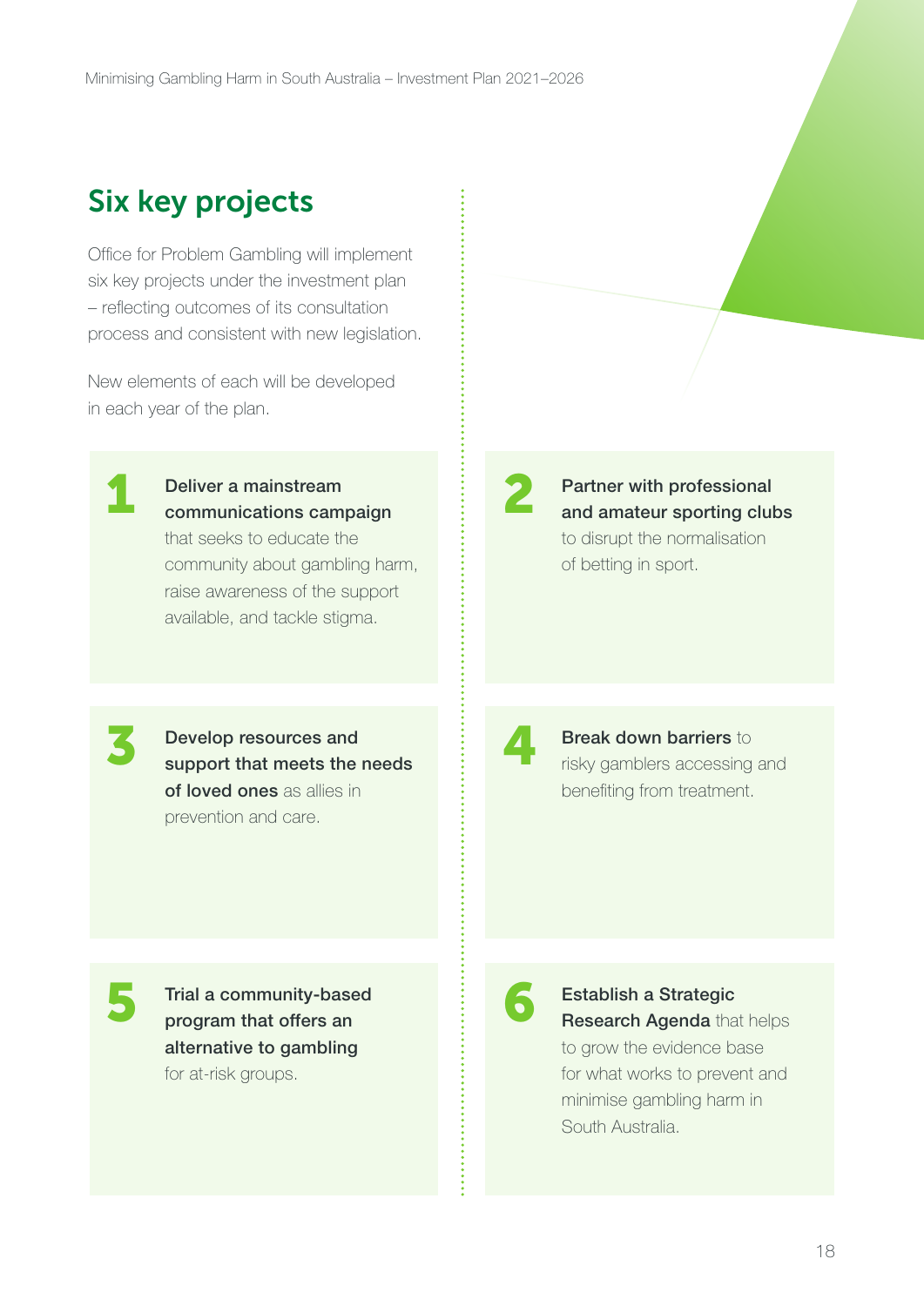## Six key projects

Office for Problem Gambling will implement six key projects under the investment plan – reflecting outcomes of its consultation process and consistent with new legislation.

New elements of each will be developed in each year of the plan.

**1** **Deliver a mainstream communications campaign** that seeks to educate the community about gambling harm, raise awareness of the support available, and tackle stigma.

**2** **Partner with professional and amateur sporting clubs** to disrupt the normalisation of betting in sport.

**3** **Develop resources and support that meets the needs of loved ones** as allies in prevention and care.

**4** **Break down barriers** to risky gamblers accessing and benefiting from treatment.

**5** **Trial a community-based program that offers an alternative to gambling** for at-risk groups.

**6** **Establish a Strategic Research Agenda** that helps to grow the evidence base for what works to prevent and minimise gambling harm in South Australia.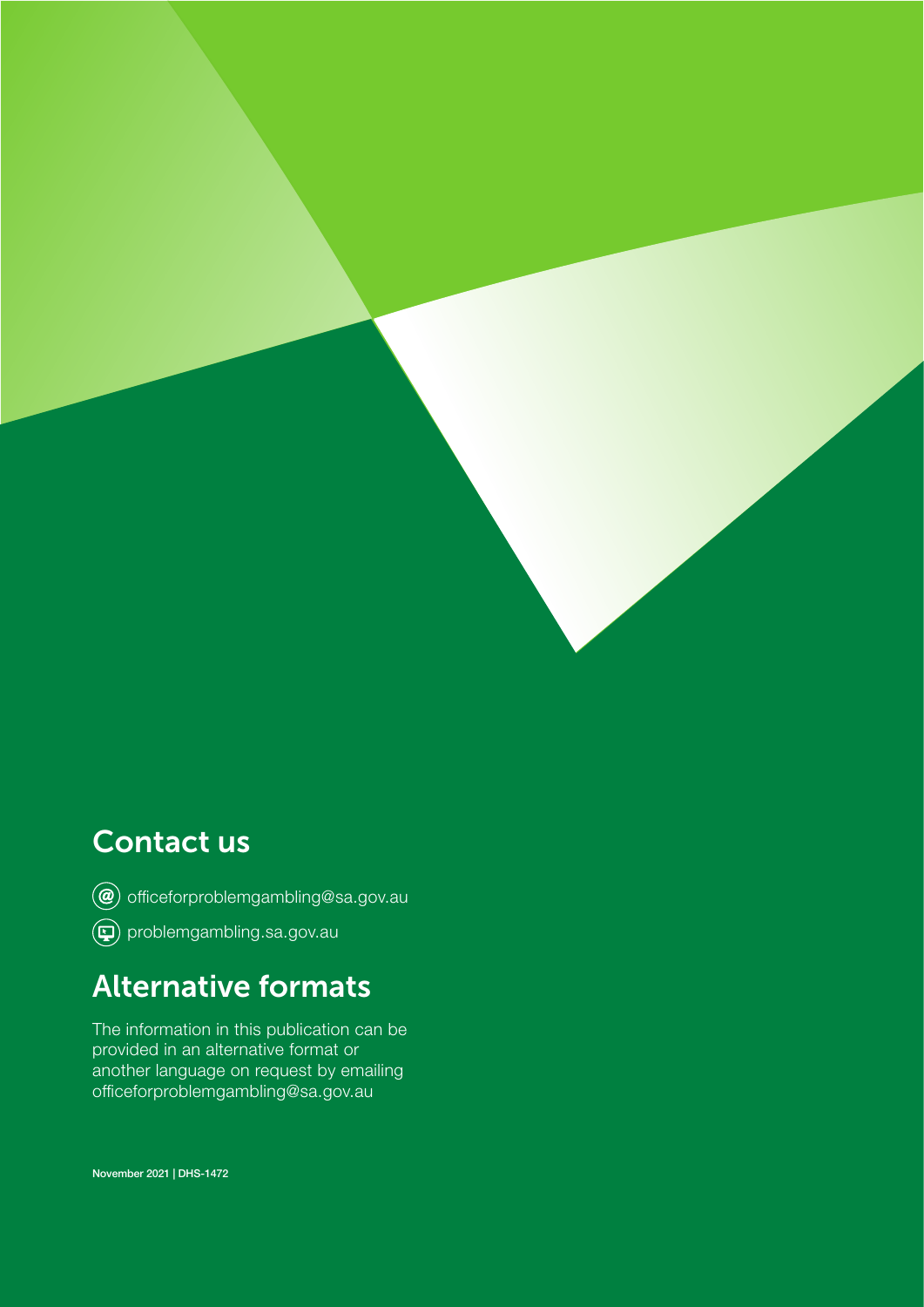## Contact us

officeforproblemgambling@sa.gov.au

problemgambling.sa.gov.au

## Alternative formats

The information in this publication can be provided in an alternative format or another language on request by emailing officeforproblemgambling@sa.gov.au

November 2021 | DHS-1472